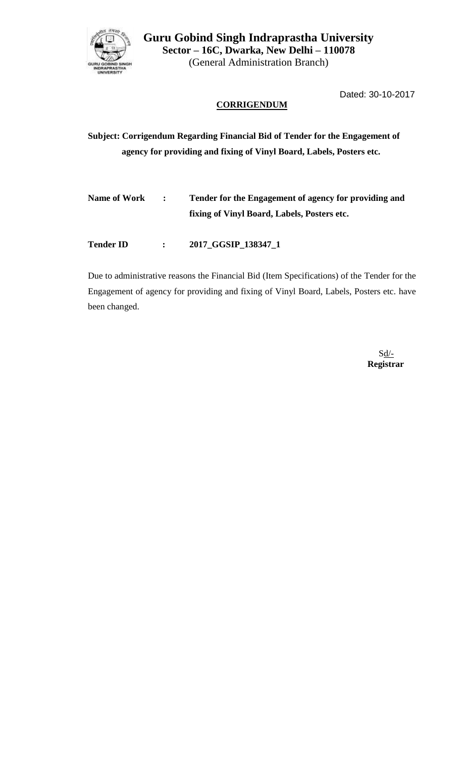# Guru Gobind Singh Indraprastha University

**Sector – 16C, Dwarka, New Delhi – 110078**

(General Administration Branch)

Dated: 30-10-2017

**CORRIGENDUM**

**Subject: Corrigendum Regarding Financial Bid of Tender for the Engagement of agency for providing and fixing of Vinyl Board, Labels, Posters etc.**

**Name of Work : Tender for the Engagement of agency for providing and fixing of Vinyl Board, Labels, Posters etc.**

**Tender ID : 2017_GGSIP_138347_1**

Due to administrative reasons the Financial Bid (Item Specifications) of the Tender for the Engagement of agency for providing and fixing of Vinyl Board, Labels, Posters etc. have been changed.

Sd/-

**Registrar**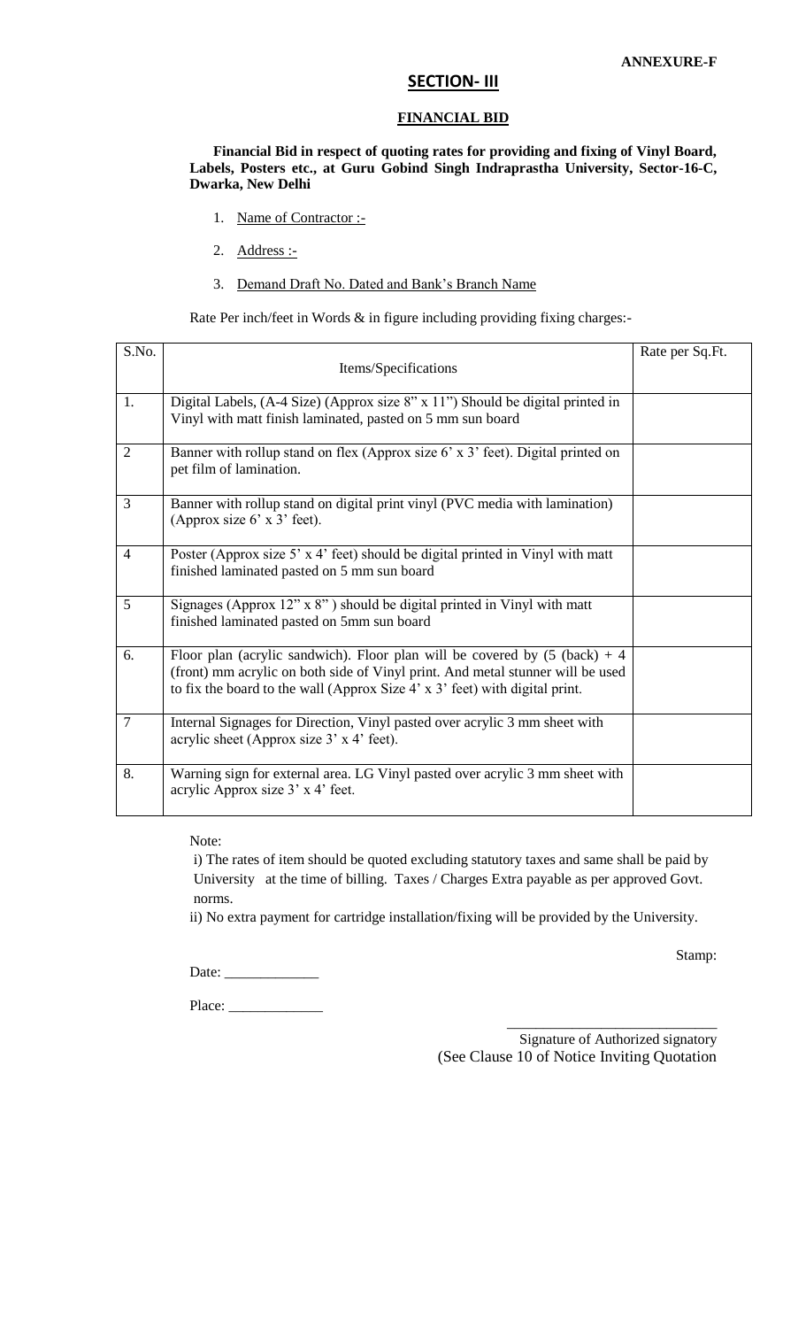**ANNEXURE-F**

## SECTION- III

### FINANCIAL BID

**Financial Bid in respect of quoting rates for providing and fixing of Vinyl Board, Labels, Posters etc., at Guru Gobind Singh Indraprastha University, Sector-16-C, Dwarka, New Delhi**

1. Name of Contractor :-
2. Address :-
3. Demand Draft No. Dated and Bank's Branch Name

Rate Per inch/feet in Words & in figure including providing fixing charges:-

| S.No. | Items/Specifications | Rate per Sq.Ft. |
|---|---|---|
| 1. | Digital Labels, (A-4 Size) (Approx size 8" x 11") Should be digital printed in Vinyl with matt finish laminated, pasted on 5 mm sun board | |
| 2 | Banner with rollup stand on flex (Approx size 6' x 3' feet). Digital printed on pet film of lamination. | |
| 3 | Banner with rollup stand on digital print vinyl (PVC media with lamination) (Approx size 6' x 3' feet). | |
| 4 | Poster (Approx size 5' x 4' feet) should be digital printed in Vinyl with matt finished laminated pasted on 5 mm sun board | |
| 5 | Signages (Approx 12" x 8" ) should be digital printed in Vinyl with matt finished laminated pasted on 5mm sun board | |
| 6. | Floor plan (acrylic sandwich). Floor plan will be covered by (5 (back) + 4 (front) mm acrylic on both side of Vinyl print. And metal stunner will be used to fix the board to the wall (Approx Size 4' x 3' feet) with digital print. | |
| 7 | Internal Signages for Direction, Vinyl pasted over acrylic 3 mm sheet with acrylic sheet (Approx size 3' x 4' feet). | |
| 8. | Warning sign for external area. LG Vinyl pasted over acrylic 3 mm sheet with acrylic Approx size 3' x 4' feet. | |

Note:

i) The rates of item should be quoted excluding statutory taxes and same shall be paid by University at the time of billing. Taxes / Charges Extra payable as per approved Govt. norms.

ii) No extra payment for cartridge installation/fixing will be provided by the University.

Stamp:

Date: _____________

Place: _____________

_____________________________

Signature of Authorized signatory

(See Clause 10 of Notice Inviting Quotation